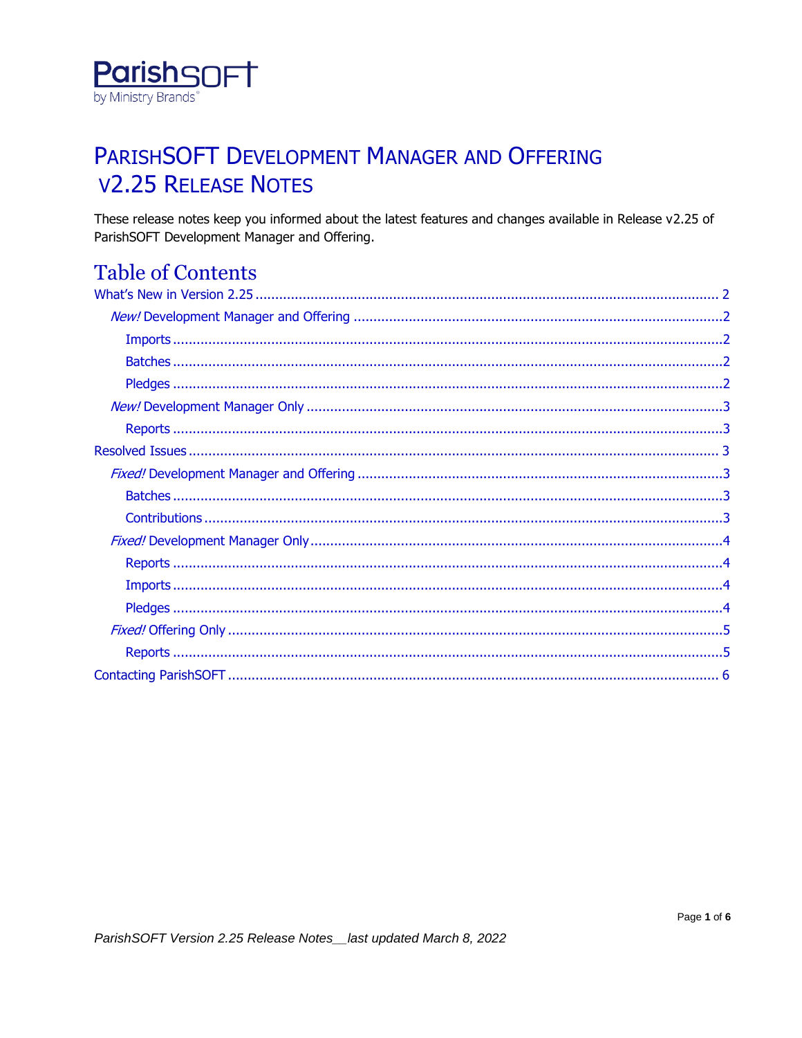ParishSOFT
by Ministry Brands

# ParishSOFT Development Manager and Offering v2.25 Release Notes

These release notes keep you informed about the latest features and changes available in Release v2.25 of ParishSOFT Development Manager and Offering.

## Table of Contents

- What's New in Version 2.25 ..... 2
  - *New!* Development Manager and Offering ..... 2
    - Imports ..... 2
    - Batches ..... 2
    - Pledges ..... 2
  - *New!* Development Manager Only ..... 3
    - Reports ..... 3
- Resolved Issues ..... 3
  - *Fixed!* Development Manager and Offering ..... 3
    - Batches ..... 3
    - Contributions ..... 3
  - *Fixed!* Development Manager Only ..... 4
    - Reports ..... 4
    - Imports ..... 4
    - Pledges ..... 4
  - *Fixed!* Offering Only ..... 5
    - Reports ..... 5
- Contacting ParishSOFT ..... 6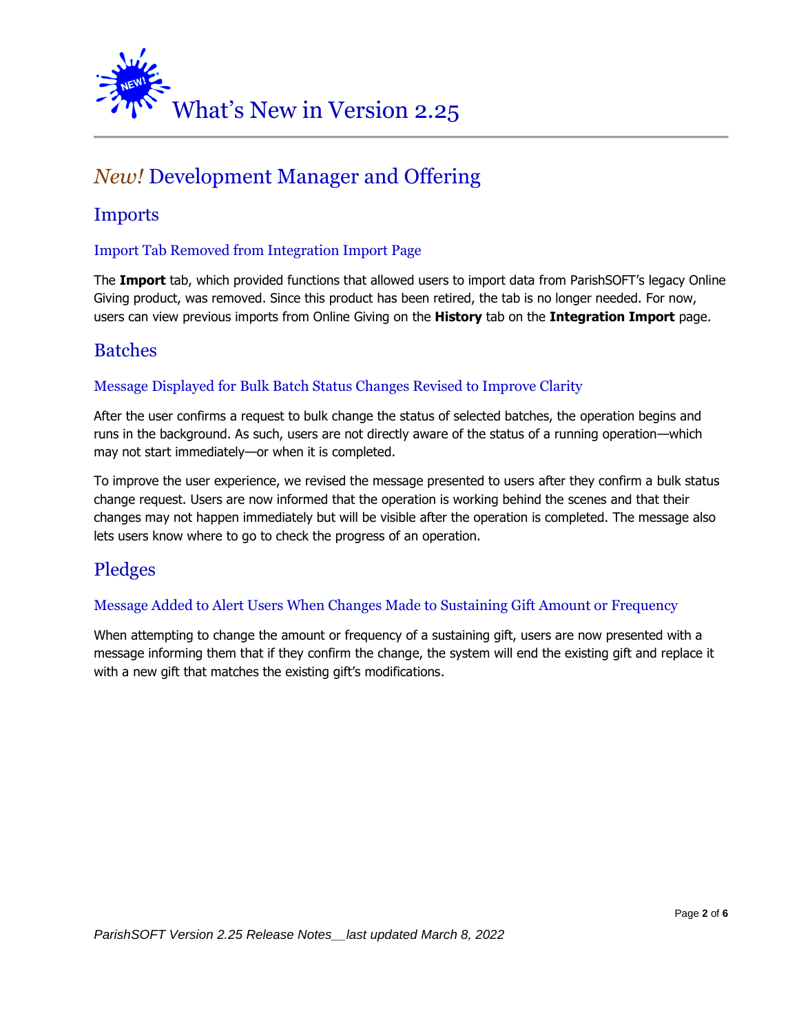# What's New in Version 2.25

## *New!* Development Manager and Offering

### Imports

#### Import Tab Removed from Integration Import Page

The **Import** tab, which provided functions that allowed users to import data from ParishSOFT's legacy Online Giving product, was removed. Since this product has been retired, the tab is no longer needed. For now, users can view previous imports from Online Giving on the **History** tab on the **Integration Import** page.

### Batches

#### Message Displayed for Bulk Batch Status Changes Revised to Improve Clarity

After the user confirms a request to bulk change the status of selected batches, the operation begins and runs in the background. As such, users are not directly aware of the status of a running operation—which may not start immediately—or when it is completed.

To improve the user experience, we revised the message presented to users after they confirm a bulk status change request. Users are now informed that the operation is working behind the scenes and that their changes may not happen immediately but will be visible after the operation is completed. The message also lets users know where to go to check the progress of an operation.

### Pledges

#### Message Added to Alert Users When Changes Made to Sustaining Gift Amount or Frequency

When attempting to change the amount or frequency of a sustaining gift, users are now presented with a message informing them that if they confirm the change, the system will end the existing gift and replace it with a new gift that matches the existing gift's modifications.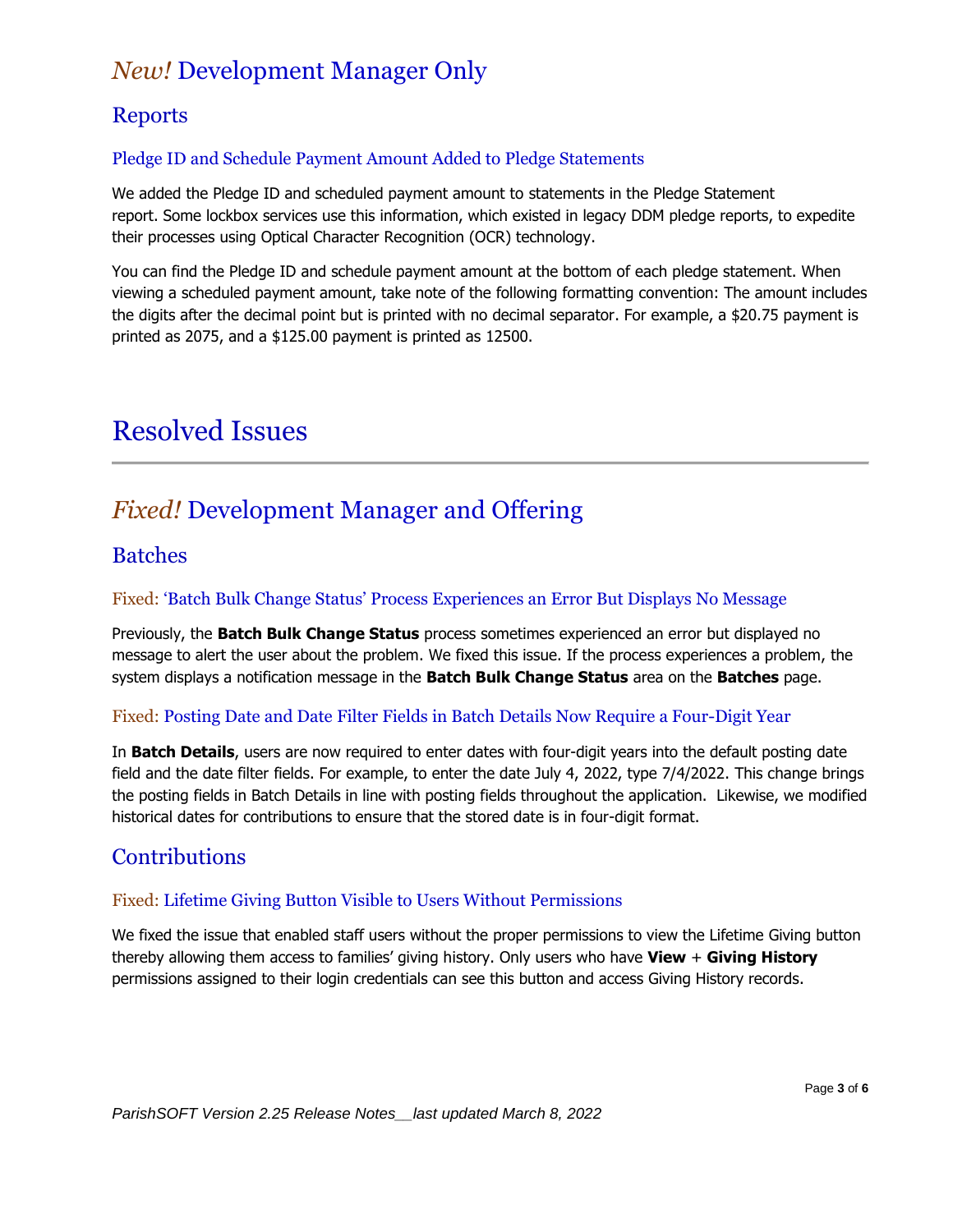## *New!* Development Manager Only

### Reports

#### Pledge ID and Schedule Payment Amount Added to Pledge Statements

We added the Pledge ID and scheduled payment amount to statements in the Pledge Statement report. Some lockbox services use this information, which existed in legacy DDM pledge reports, to expedite their processes using Optical Character Recognition (OCR) technology.

You can find the Pledge ID and schedule payment amount at the bottom of each pledge statement. When viewing a scheduled payment amount, take note of the following formatting convention: The amount includes the digits after the decimal point but is printed with no decimal separator. For example, a $20.75 payment is printed as 2075, and a $125.00 payment is printed as 12500.

# Resolved Issues

## *Fixed!* Development Manager and Offering

### Batches

#### Fixed: 'Batch Bulk Change Status' Process Experiences an Error But Displays No Message

Previously, the **Batch Bulk Change Status** process sometimes experienced an error but displayed no message to alert the user about the problem. We fixed this issue. If the process experiences a problem, the system displays a notification message in the **Batch Bulk Change Status** area on the **Batches** page.

#### Fixed: Posting Date and Date Filter Fields in Batch Details Now Require a Four-Digit Year

In **Batch Details**, users are now required to enter dates with four-digit years into the default posting date field and the date filter fields. For example, to enter the date July 4, 2022, type 7/4/2022. This change brings the posting fields in Batch Details in line with posting fields throughout the application. Likewise, we modified historical dates for contributions to ensure that the stored date is in four-digit format.

### Contributions

#### Fixed: Lifetime Giving Button Visible to Users Without Permissions

We fixed the issue that enabled staff users without the proper permissions to view the Lifetime Giving button thereby allowing them access to families' giving history. Only users who have **View** + **Giving History** permissions assigned to their login credentials can see this button and access Giving History records.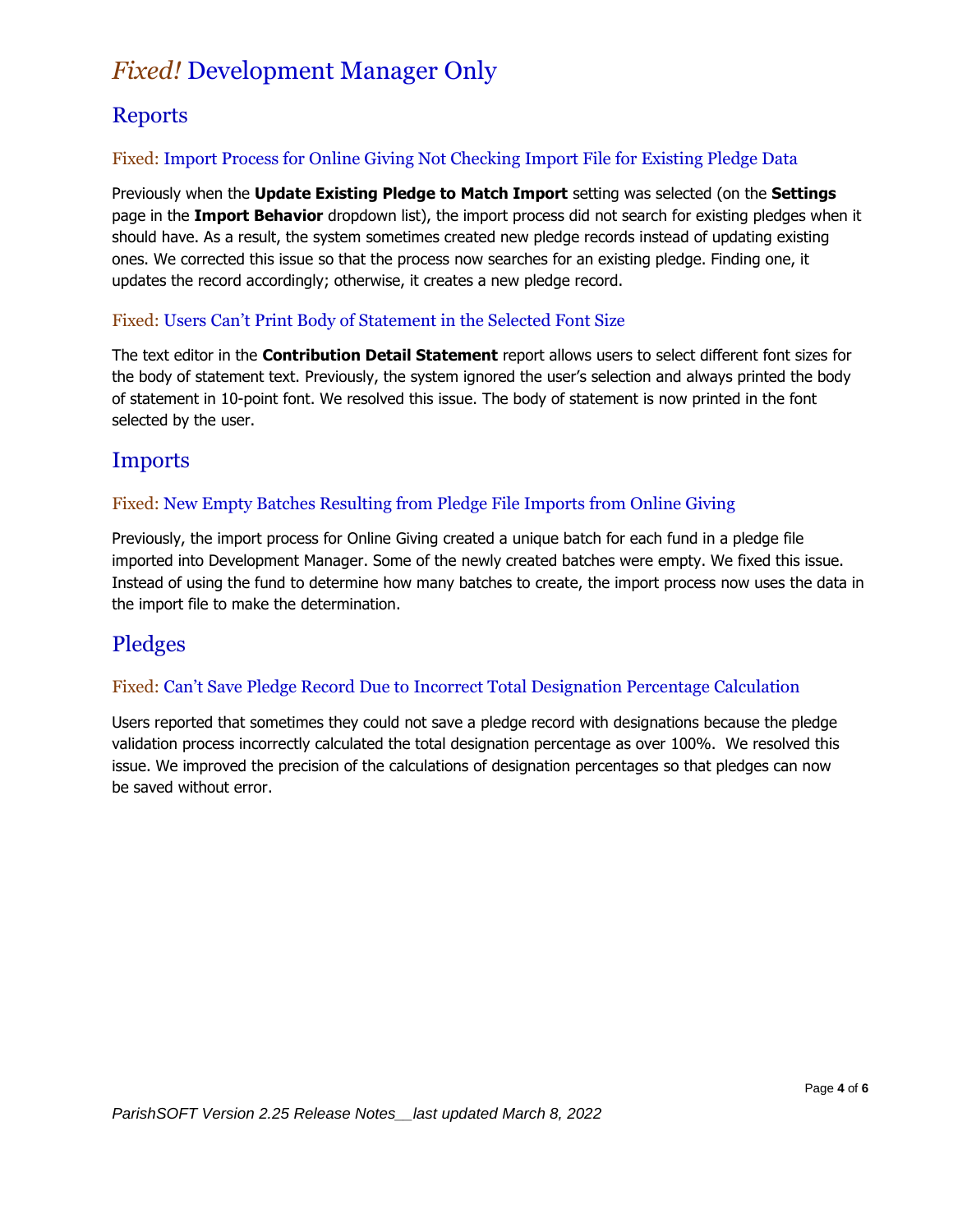# *Fixed!* Development Manager Only

## Reports

### Fixed: Import Process for Online Giving Not Checking Import File for Existing Pledge Data

Previously when the **Update Existing Pledge to Match Import** setting was selected (on the **Settings** page in the **Import Behavior** dropdown list), the import process did not search for existing pledges when it should have. As a result, the system sometimes created new pledge records instead of updating existing ones. We corrected this issue so that the process now searches for an existing pledge. Finding one, it updates the record accordingly; otherwise, it creates a new pledge record.

### Fixed: Users Can't Print Body of Statement in the Selected Font Size

The text editor in the **Contribution Detail Statement** report allows users to select different font sizes for the body of statement text. Previously, the system ignored the user's selection and always printed the body of statement in 10-point font. We resolved this issue. The body of statement is now printed in the font selected by the user.

## Imports

### Fixed: New Empty Batches Resulting from Pledge File Imports from Online Giving

Previously, the import process for Online Giving created a unique batch for each fund in a pledge file imported into Development Manager. Some of the newly created batches were empty. We fixed this issue. Instead of using the fund to determine how many batches to create, the import process now uses the data in the import file to make the determination.

## Pledges

### Fixed: Can't Save Pledge Record Due to Incorrect Total Designation Percentage Calculation

Users reported that sometimes they could not save a pledge record with designations because the pledge validation process incorrectly calculated the total designation percentage as over 100%. We resolved this issue. We improved the precision of the calculations of designation percentages so that pledges can now be saved without error.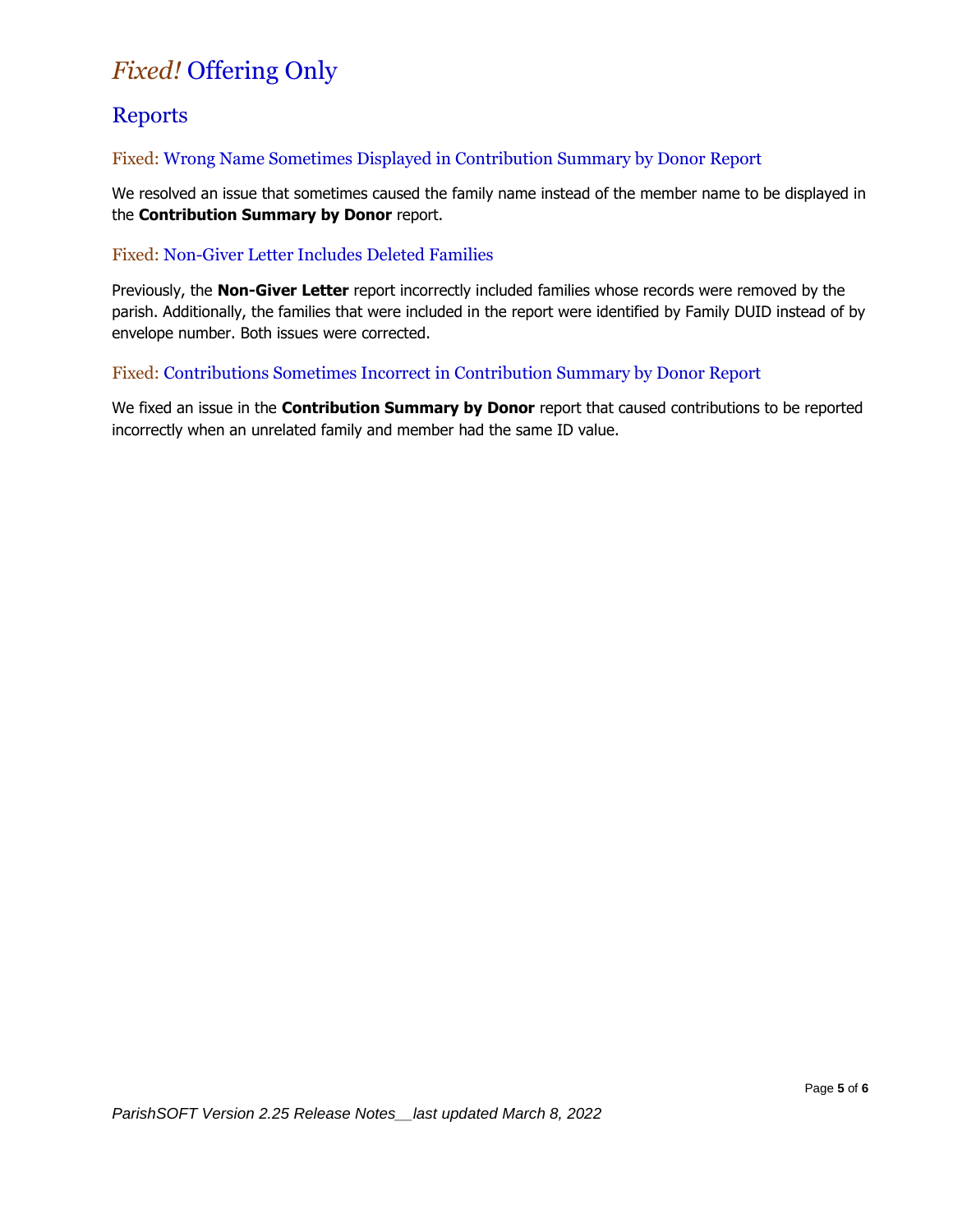# *Fixed!* Offering Only

## Reports

### Fixed: Wrong Name Sometimes Displayed in Contribution Summary by Donor Report

We resolved an issue that sometimes caused the family name instead of the member name to be displayed in the **Contribution Summary by Donor** report.

### Fixed: Non-Giver Letter Includes Deleted Families

Previously, the **Non-Giver Letter** report incorrectly included families whose records were removed by the parish. Additionally, the families that were included in the report were identified by Family DUID instead of by envelope number. Both issues were corrected.

### Fixed: Contributions Sometimes Incorrect in Contribution Summary by Donor Report

We fixed an issue in the **Contribution Summary by Donor** report that caused contributions to be reported incorrectly when an unrelated family and member had the same ID value.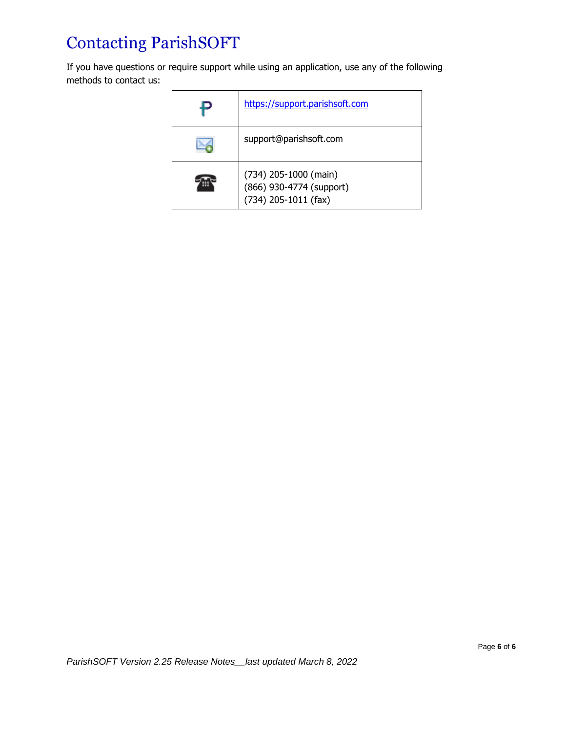# Contacting ParishSOFT

If you have questions or require support while using an application, use any of the following methods to contact us:

| | |
|---|---|
| | https://support.parishsoft.com |
| | support@parishsoft.com |
| | (734) 205-1000 (main)<br>(866) 930-4774 (support)<br>(734) 205-1011 (fax) |